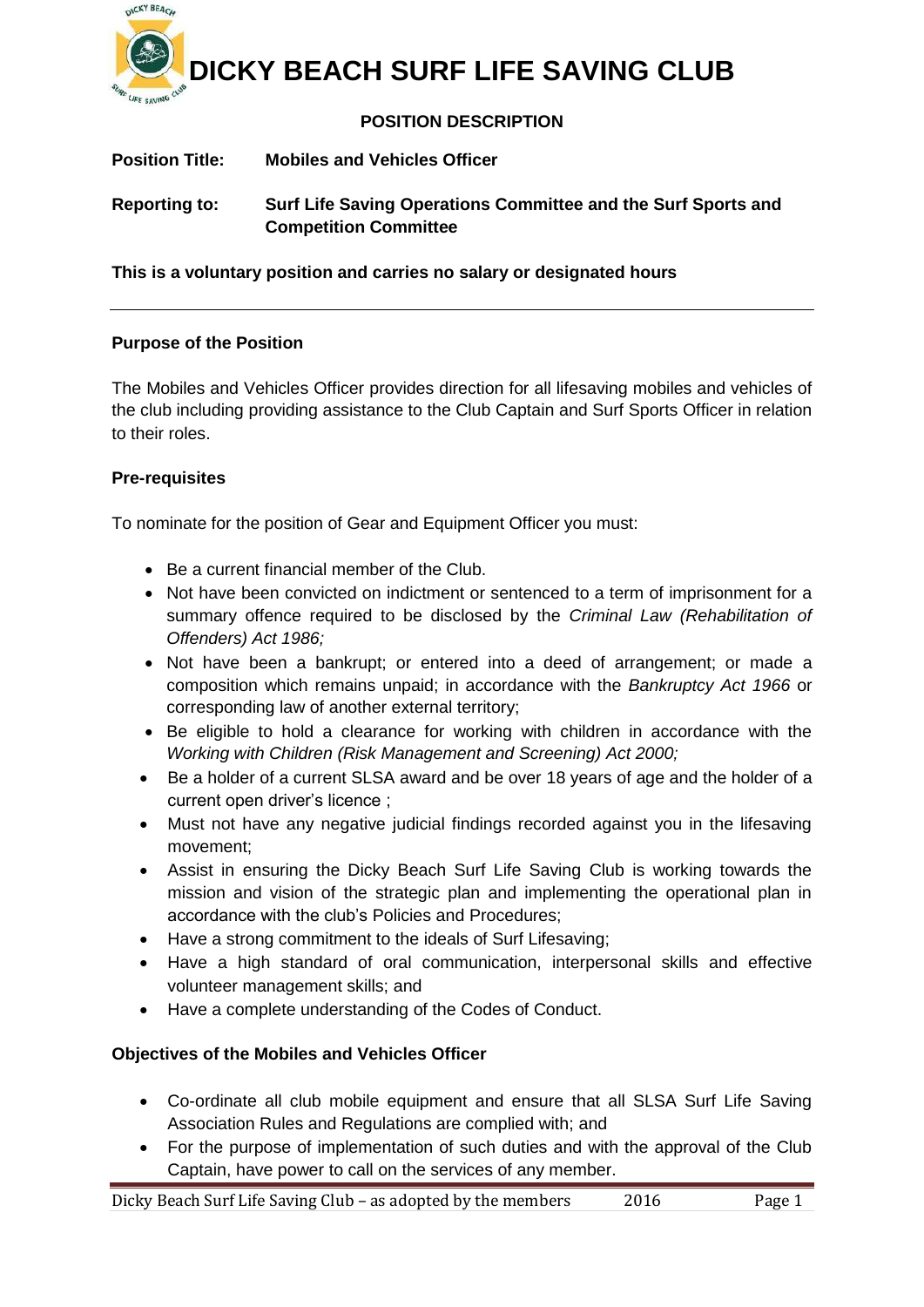# DICKY BEACH SURF LIFE SAVING CLUB

## POSITION DESCRIPTION

**Position Title:** **Mobiles and Vehicles Officer**

**Reporting to:** **Surf Life Saving Operations Committee and the Surf Sports and Competition Committee**

**This is a voluntary position and carries no salary or designated hours**

---

### Purpose of the Position

The Mobiles and Vehicles Officer provides direction for all lifesaving mobiles and vehicles of the club including providing assistance to the Club Captain and Surf Sports Officer in relation to their roles.

### Pre-requisites

To nominate for the position of Gear and Equipment Officer you must:

- Be a current financial member of the Club.
- Not have been convicted on indictment or sentenced to a term of imprisonment for a summary offence required to be disclosed by the *Criminal Law (Rehabilitation of Offenders) Act 1986;*
- Not have been a bankrupt; or entered into a deed of arrangement; or made a composition which remains unpaid; in accordance with the *Bankruptcy Act 1966* or corresponding law of another external territory;
- Be eligible to hold a clearance for working with children in accordance with the *Working with Children (Risk Management and Screening) Act 2000;*
- Be a holder of a current SLSA award and be over 18 years of age and the holder of a current open driver's licence ;
- Must not have any negative judicial findings recorded against you in the lifesaving movement;
- Assist in ensuring the Dicky Beach Surf Life Saving Club is working towards the mission and vision of the strategic plan and implementing the operational plan in accordance with the club's Policies and Procedures;
- Have a strong commitment to the ideals of Surf Lifesaving;
- Have a high standard of oral communication, interpersonal skills and effective volunteer management skills; and
- Have a complete understanding of the Codes of Conduct.

### Objectives of the Mobiles and Vehicles Officer

- Co-ordinate all club mobile equipment and ensure that all SLSA Surf Life Saving Association Rules and Regulations are complied with; and
- For the purpose of implementation of such duties and with the approval of the Club Captain, have power to call on the services of any member.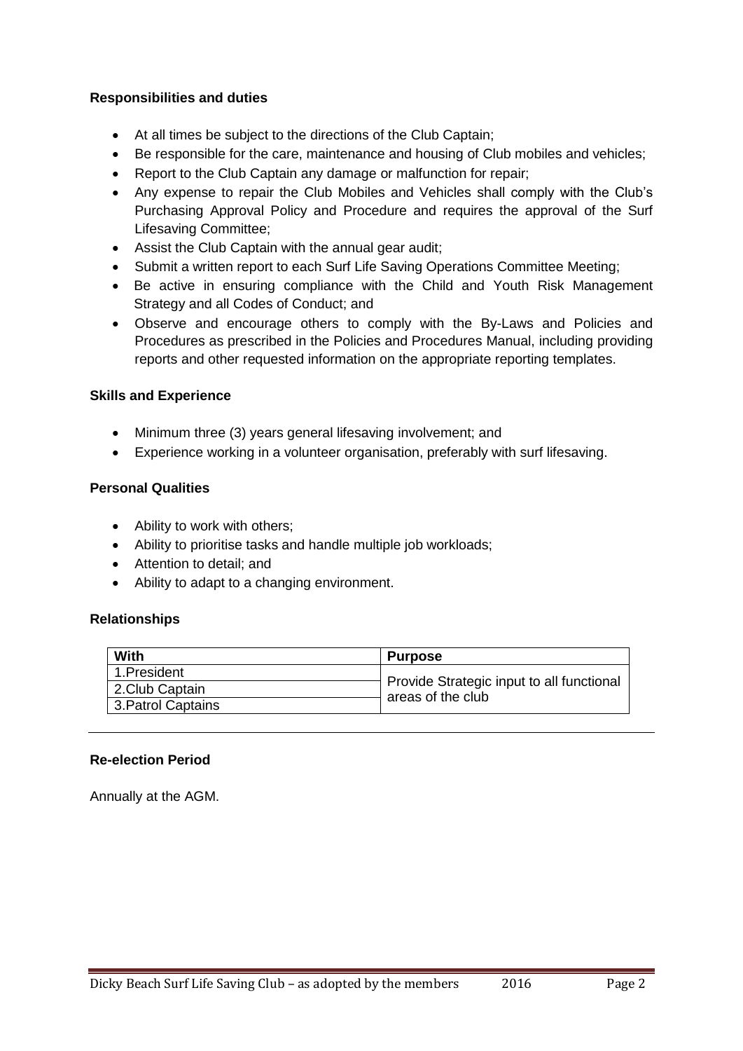**Responsibilities and duties**

- At all times be subject to the directions of the Club Captain;
- Be responsible for the care, maintenance and housing of Club mobiles and vehicles;
- Report to the Club Captain any damage or malfunction for repair;
- Any expense to repair the Club Mobiles and Vehicles shall comply with the Club's Purchasing Approval Policy and Procedure and requires the approval of the Surf Lifesaving Committee;
- Assist the Club Captain with the annual gear audit;
- Submit a written report to each Surf Life Saving Operations Committee Meeting;
- Be active in ensuring compliance with the Child and Youth Risk Management Strategy and all Codes of Conduct; and
- Observe and encourage others to comply with the By-Laws and Policies and Procedures as prescribed in the Policies and Procedures Manual, including providing reports and other requested information on the appropriate reporting templates.

**Skills and Experience**

- Minimum three (3) years general lifesaving involvement; and
- Experience working in a volunteer organisation, preferably with surf lifesaving.

**Personal Qualities**

- Ability to work with others;
- Ability to prioritise tasks and handle multiple job workloads;
- Attention to detail; and
- Ability to adapt to a changing environment.

**Relationships**

| With | Purpose |
|---|---|
| 1.President | Provide Strategic input to all functional areas of the club |
| 2.Club Captain | |
| 3.Patrol Captains | |

**Re-election Period**

Annually at the AGM.